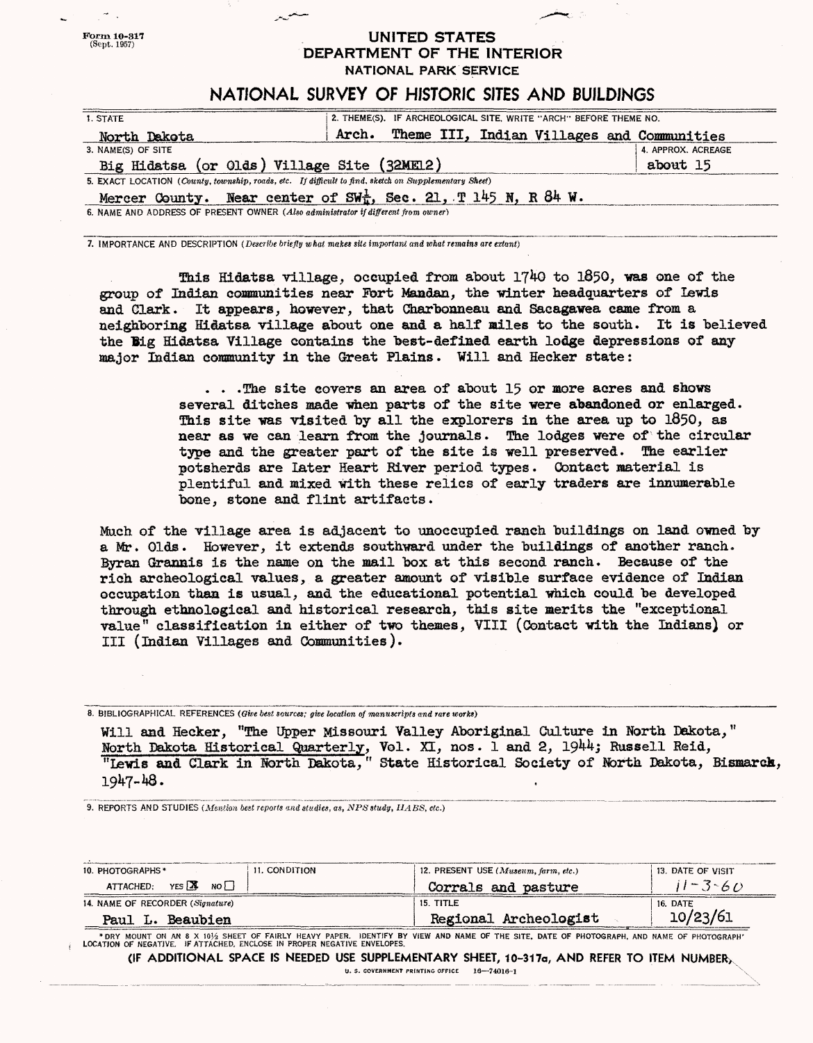Form 10-317
(Sept. 1957)

# UNITED STATES
# DEPARTMENT OF THE INTERIOR
## NATIONAL PARK SERVICE

## NATIONAL SURVEY OF HISTORIC SITES AND BUILDINGS

| 1. STATE | 2. THEME(S). IF ARCHEOLOGICAL SITE, WRITE "ARCH" BEFORE THEME NO. |
|---|---|
| North Dakota | Arch. Theme III, Indian Villages and Communities |

| 3. NAME(S) OF SITE | 4. APPROX. ACREAGE |
|---|---|
| Big Hidatsa (or Olds) Village Site (32ME12) | about 15 |

5. EXACT LOCATION (*County, township, roads, etc. If difficult to find, sketch on Supplementary Sheet*)

Mercer County. Near center of SW¼, Sec. 21, T 145 N, R 84 W.

6. NAME AND ADDRESS OF PRESENT OWNER (*Also administrator if different from owner*)

7. IMPORTANCE AND DESCRIPTION (*Describe briefly what makes site important and what remains are extant*)

This Hidatsa village, occupied from about 1740 to 1850, was one of the group of Indian communities near Fort Mandan, the winter headquarters of Lewis and Clark. It appears, however, that Charbonneau and Sacagawea came from a neighboring Hidatsa village about one and a half miles to the south. It is believed the Big Hidatsa Village contains the best-defined earth lodge depressions of any major Indian community in the Great Plains. Will and Hecker state:

> . . .The site covers an area of about 15 or more acres and shows several ditches made when parts of the site were abandoned or enlarged. This site was visited by all the explorers in the area up to 1850, as near as we can learn from the journals. The lodges were of the circular type and the greater part of the site is well preserved. The earlier potsherds are later Heart River period types. Contact material is plentiful and mixed with these relics of early traders are innumerable bone, stone and flint artifacts.

Much of the village area is adjacent to unoccupied ranch buildings on land owned by a Mr. Olds. However, it extends southward under the buildings of another ranch. Byran Grannis is the name on the mail box at this second ranch. Because of the rich archeological values, a greater amount of visible surface evidence of Indian occupation than is usual, and the educational potential which could be developed through ethnological and historical research, this site merits the "exceptional value" classification in either of two themes, VIII (Contact with the Indians) or III (Indian Villages and Communities).

8. BIBLIOGRAPHICAL REFERENCES (*Give best sources; give location of manuscripts and rare works*)

Will and Hecker, "The Upper Missouri Valley Aboriginal Culture in North Dakota," North Dakota Historical Quarterly, Vol. XI, nos. 1 and 2, 1944; Russell Reid, "Lewis and Clark in North Dakota," State Historical Society of North Dakota, Bismarck, 1947-48.

9. REPORTS AND STUDIES (*Mention best reports and studies, as, NPS study, HABS, etc.*)

| 10. PHOTOGRAPHS* | 11. CONDITION | 12. PRESENT USE (*Museum, farm, etc.*) | 13. DATE OF VISIT |
|---|---|---|---|
| ATTACHED: YES ☒ NO ☐ | | Corrals and pasture | 11-3-60 |

| 14. NAME OF RECORDER (*Signature*) | 15. TITLE | 16. DATE |
|---|---|---|
| Paul L. Beaubien | Regional Archeologist | 10/23/61 |

*DRY MOUNT ON AN 8 X 10½ SHEET OF FAIRLY HEAVY PAPER. IDENTIFY BY VIEW AND NAME OF THE SITE, DATE OF PHOTOGRAPH, AND NAME OF PHOTOGRAPHER, LOCATION OF NEGATIVE. IF ATTACHED, ENCLOSE IN PROPER NEGATIVE ENVELOPES.

(IF ADDITIONAL SPACE IS NEEDED USE SUPPLEMENTARY SHEET, 10-317a, AND REFER TO ITEM NUMBER)

U. S. GOVERNMENT PRINTING OFFICE 16—74016-1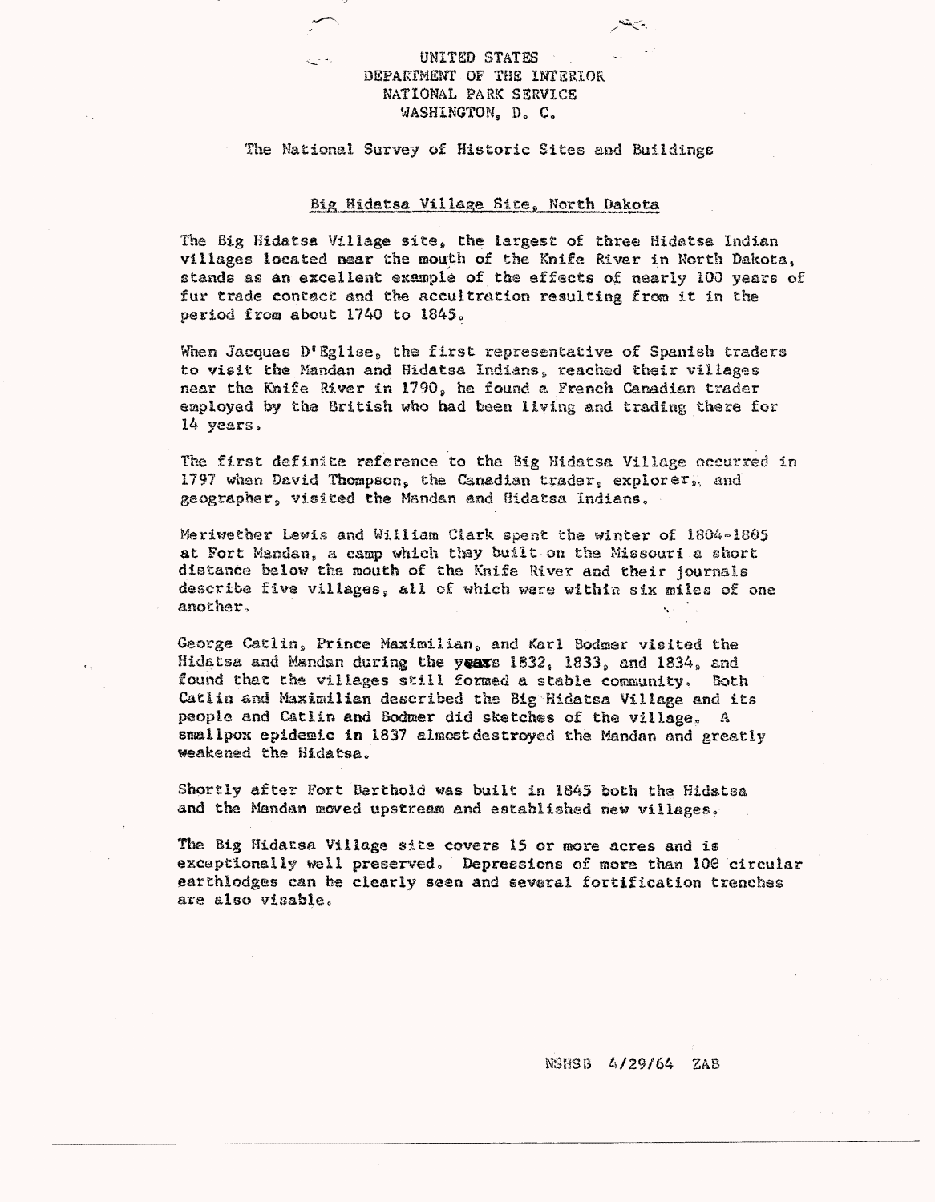UNITED STATES
DEPARTMENT OF THE INTERIOR
NATIONAL PARK SERVICE
WASHINGTON, D. C.

The National Survey of Historic Sites and Buildings

## Big Hidatsa Village Site, North Dakota

The Big Hidatsa Village site, the largest of three Hidatsa Indian villages located near the mouth of the Knife River in North Dakota, stands as an excellent example of the effects of nearly 100 years of fur trade contact and the accultration resulting from it in the period from about 1740 to 1845.

When Jacques D'Eglise, the first representative of Spanish traders to visit the Mandan and Hidatsa Indians, reached their villages near the Knife River in 1790, he found a French Canadian trader employed by the British who had been living and trading there for 14 years.

The first definite reference to the Big Hidatsa Village occurred in 1797 when David Thompson, the Canadian trader, explorer, and geographer, visited the Mandan and Hidatsa Indians.

Meriwether Lewis and William Clark spent the winter of 1804-1805 at Fort Mandan, a camp which they built on the Missouri a short distance below the mouth of the Knife River and their journals describe five villages, all of which were within six miles of one another.

George Catlin, Prince Maximilian, and Karl Bodmer visited the Hidatsa and Mandan during the years 1832, 1833, and 1834, and found that the villages still formed a stable community. Both Catlin and Maximilian described the Big Hidatsa Village and its people and Catlin and Bodmer did sketches of the village. A smallpox epidemic in 1837 almost destroyed the Mandan and greatly weakened the Hidatsa.

Shortly after Fort Berthold was built in 1845 both the Hidatsa and the Mandan moved upstream and established new villages.

The Big Hidatsa Village site covers 15 or more acres and is exceptionally well preserved. Depressions of more than 100 circular earthlodges can be clearly seen and several fortification trenches are also visable.

NSHSB 4/29/64 ZAB